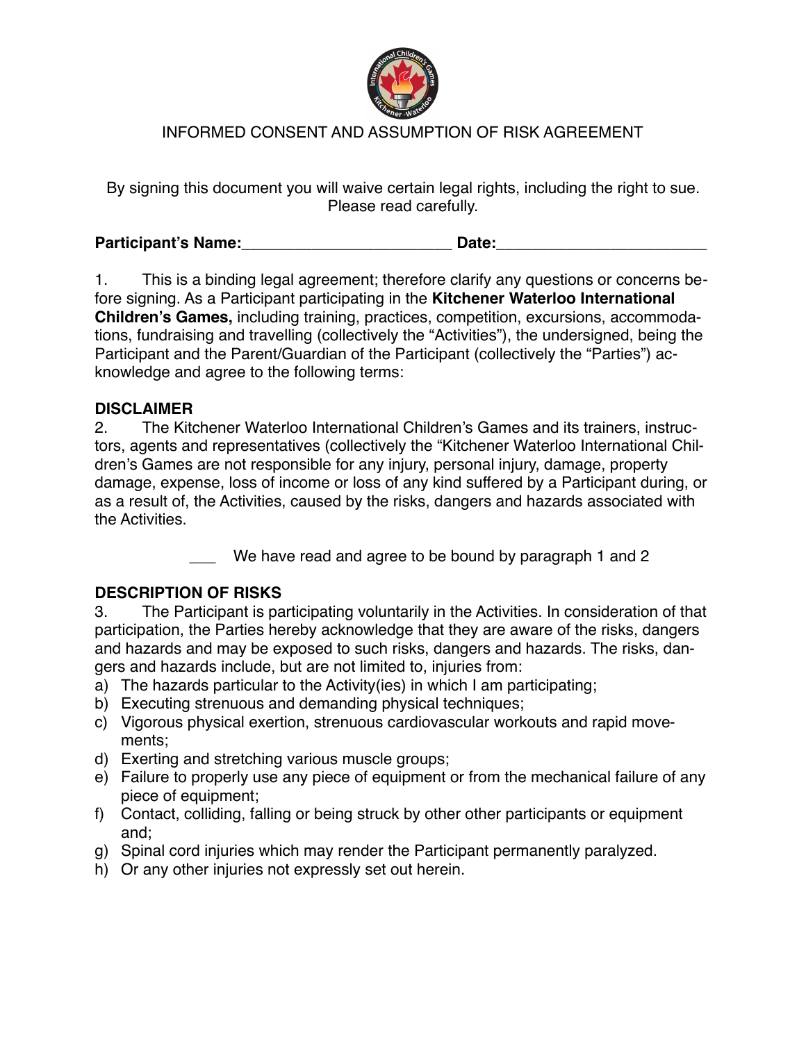# INFORMED CONSENT AND ASSUMPTION OF RISK AGREEMENT

By signing this document you will waive certain legal rights, including the right to sue. Please read carefully.

**Participant's Name:**________________________ **Date:**________________________

1. This is a binding legal agreement; therefore clarify any questions or concerns before signing. As a Participant participating in the **Kitchener Waterloo International Children's Games,** including training, practices, competition, excursions, accommodations, fundraising and travelling (collectively the "Activities"), the undersigned, being the Participant and the Parent/Guardian of the Participant (collectively the "Parties") acknowledge and agree to the following terms:

## DISCLAIMER

2. The Kitchener Waterloo International Children's Games and its trainers, instructors, agents and representatives (collectively the "Kitchener Waterloo International Children's Games are not responsible for any injury, personal injury, damage, property damage, expense, loss of income or loss of any kind suffered by a Participant during, or as a result of, the Activities, caused by the risks, dangers and hazards associated with the Activities.

___ We have read and agree to be bound by paragraph 1 and 2

## DESCRIPTION OF RISKS

3. The Participant is participating voluntarily in the Activities. In consideration of that participation, the Parties hereby acknowledge that they are aware of the risks, dangers and hazards and may be exposed to such risks, dangers and hazards. The risks, dangers and hazards include, but are not limited to, injuries from:

a) The hazards particular to the Activity(ies) in which I am participating;
b) Executing strenuous and demanding physical techniques;
c) Vigorous physical exertion, strenuous cardiovascular workouts and rapid movements;
d) Exerting and stretching various muscle groups;
e) Failure to properly use any piece of equipment or from the mechanical failure of any piece of equipment;
f) Contact, colliding, falling or being struck by other other participants or equipment and;
g) Spinal cord injuries which may render the Participant permanently paralyzed.
h) Or any other injuries not expressly set out herein.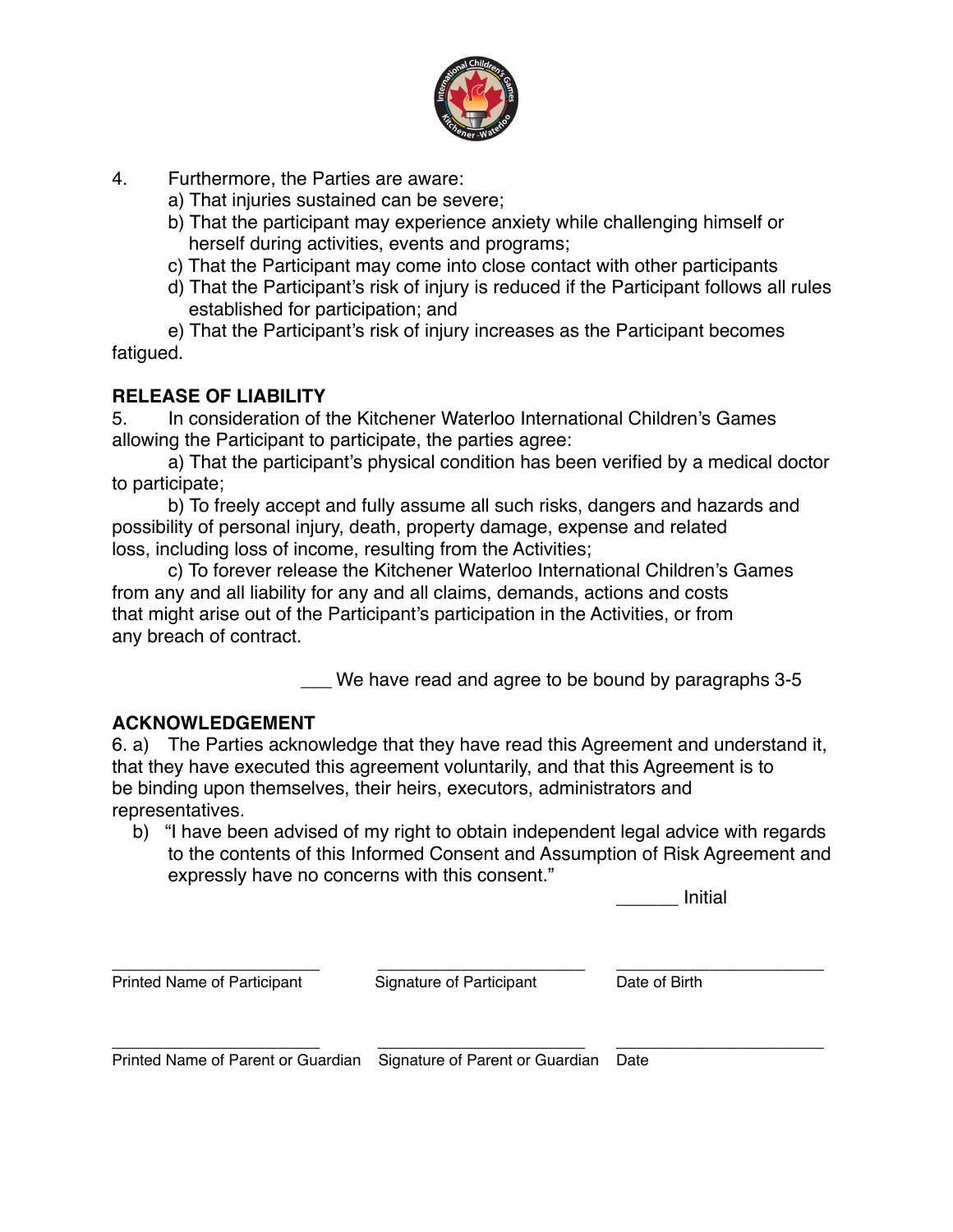4. Furthermore, the Parties are aware:
   a) That injuries sustained can be severe;
   b) That the participant may experience anxiety while challenging himself or herself during activities, events and programs;
   c) That the Participant may come into close contact with other participants
   d) That the Participant's risk of injury is reduced if the Participant follows all rules established for participation; and
   e) That the Participant's risk of injury increases as the Participant becomes fatigued.

**RELEASE OF LIABILITY**

5. In consideration of the Kitchener Waterloo International Children's Games allowing the Participant to participate, the parties agree:

   a) That the participant's physical condition has been verified by a medical doctor to participate;

   b) To freely accept and fully assume all such risks, dangers and hazards and possibility of personal injury, death, property damage, expense and related loss, including loss of income, resulting from the Activities;

   c) To forever release the Kitchener Waterloo International Children's Games from any and all liability for any and all claims, demands, actions and costs that might arise out of the Participant's participation in the Activities, or from any breach of contract.

___ We have read and agree to be bound by paragraphs 3-5

**ACKNOWLEDGEMENT**

6. a) The Parties acknowledge that they have read this Agreement and understand it, that they have executed this agreement voluntarily, and that this Agreement is to be binding upon themselves, their heirs, executors, administrators and representatives.

   b) "I have been advised of my right to obtain independent legal advice with regards to the contents of this Informed Consent and Assumption of Risk Agreement and expressly have no concerns with this consent."

______ Initial

| ______________________ | ______________________ | ______________________ |
|---|---|---|
| Printed Name of Participant | Signature of Participant | Date of Birth |
| ______________________ | ______________________ | ______________________ |
| Printed Name of Parent or Guardian | Signature of Parent or Guardian | Date |